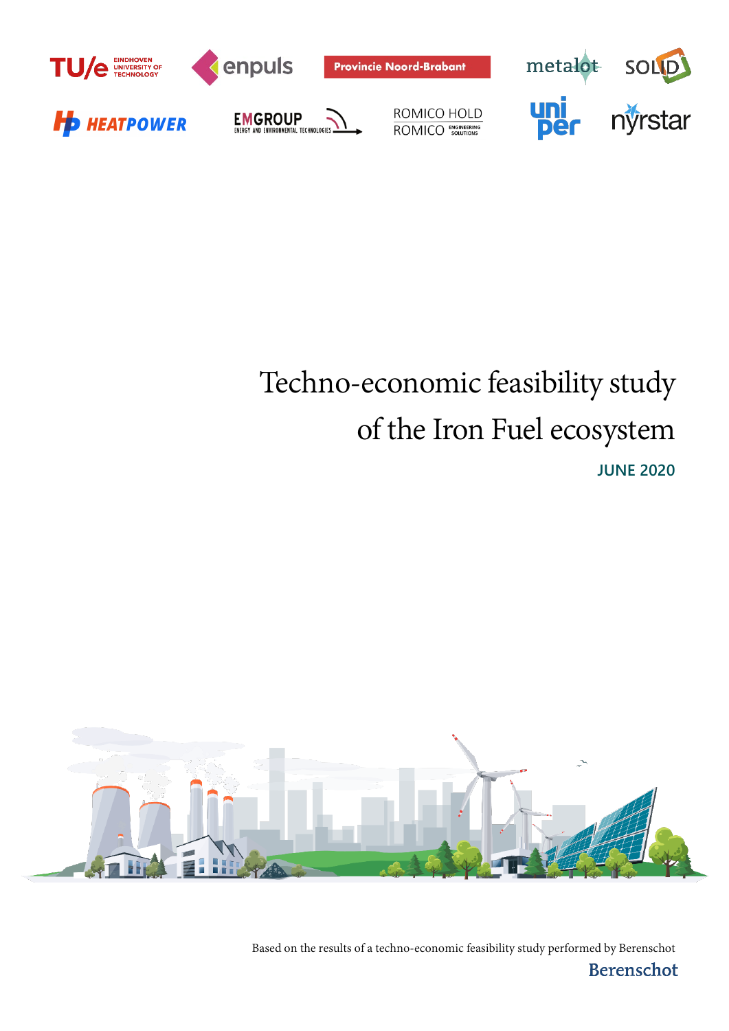# Techno-economic feasibility study of the Iron Fuel ecosystem

**JUNE 2020**

Based on the results of a techno-economic feasibility study performed by Berenschot

Berenschot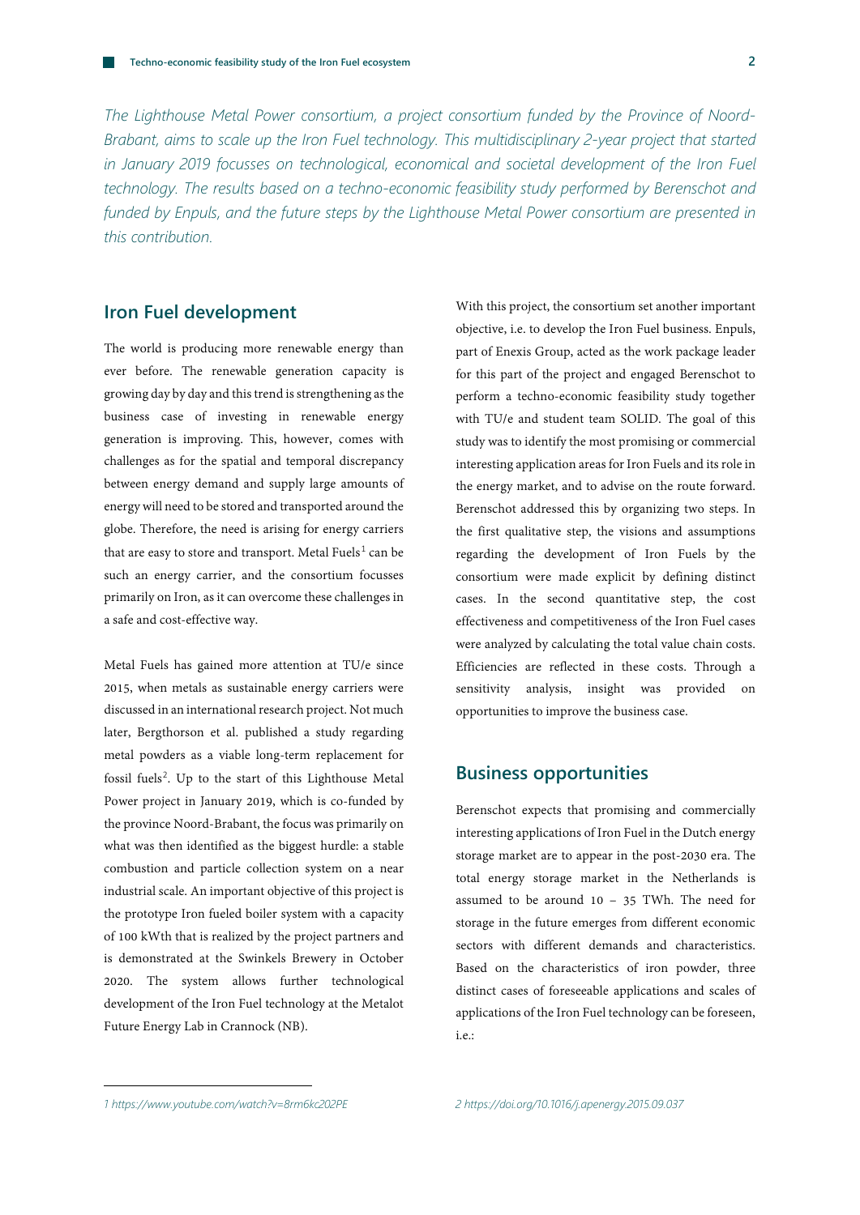*The Lighthouse Metal Power consortium, a project consortium funded by the Province of Noord-Brabant, aims to scale up the Iron Fuel technology. This multidisciplinary 2-year project that started in January 2019 focusses on technological, economical and societal development of the Iron Fuel technology. The results based on a techno-economic feasibility study performed by Berenschot and funded by Enpuls, and the future steps by the Lighthouse Metal Power consortium are presented in this contribution.*

## Iron Fuel development

The world is producing more renewable energy than ever before. The renewable generation capacity is growing day by day and this trend is strengthening as the business case of investing in renewable energy generation is improving. This, however, comes with challenges as for the spatial and temporal discrepancy between energy demand and supply large amounts of energy will need to be stored and transported around the globe. Therefore, the need is arising for energy carriers that are easy to store and transport. Metal Fuels[1] can be such an energy carrier, and the consortium focusses primarily on Iron, as it can overcome these challenges in a safe and cost-effective way.

Metal Fuels has gained more attention at TU/e since 2015, when metals as sustainable energy carriers were discussed in an international research project. Not much later, Bergthorson et al. published a study regarding metal powders as a viable long-term replacement for fossil fuels[2]. Up to the start of this Lighthouse Metal Power project in January 2019, which is co-funded by the province Noord-Brabant, the focus was primarily on what was then identified as the biggest hurdle: a stable combustion and particle collection system on a near industrial scale. An important objective of this project is the prototype Iron fueled boiler system with a capacity of 100 kWth that is realized by the project partners and is demonstrated at the Swinkels Brewery in October 2020. The system allows further technological development of the Iron Fuel technology at the Metalot Future Energy Lab in Crannock (NB).

With this project, the consortium set another important objective, i.e. to develop the Iron Fuel business. Enpuls, part of Enexis Group, acted as the work package leader for this part of the project and engaged Berenschot to perform a techno-economic feasibility study together with TU/e and student team SOLID. The goal of this study was to identify the most promising or commercial interesting application areas for Iron Fuels and its role in the energy market, and to advise on the route forward. Berenschot addressed this by organizing two steps. In the first qualitative step, the visions and assumptions regarding the development of Iron Fuels by the consortium were made explicit by defining distinct cases. In the second quantitative step, the cost effectiveness and competitiveness of the Iron Fuel cases were analyzed by calculating the total value chain costs. Efficiencies are reflected in these costs. Through a sensitivity analysis, insight was provided on opportunities to improve the business case.

## Business opportunities

Berenschot expects that promising and commercially interesting applications of Iron Fuel in the Dutch energy storage market are to appear in the post-2030 era. The total energy storage market in the Netherlands is assumed to be around 10 – 35 TWh. The need for storage in the future emerges from different economic sectors with different demands and characteristics. Based on the characteristics of iron powder, three distinct cases of foreseeable applications and scales of applications of the Iron Fuel technology can be foreseen, i.e.:

---

*1 https://www.youtube.com/watch?v=8rm6kc202PE*

*2 https://doi.org/10.1016/j.apenergy.2015.09.037*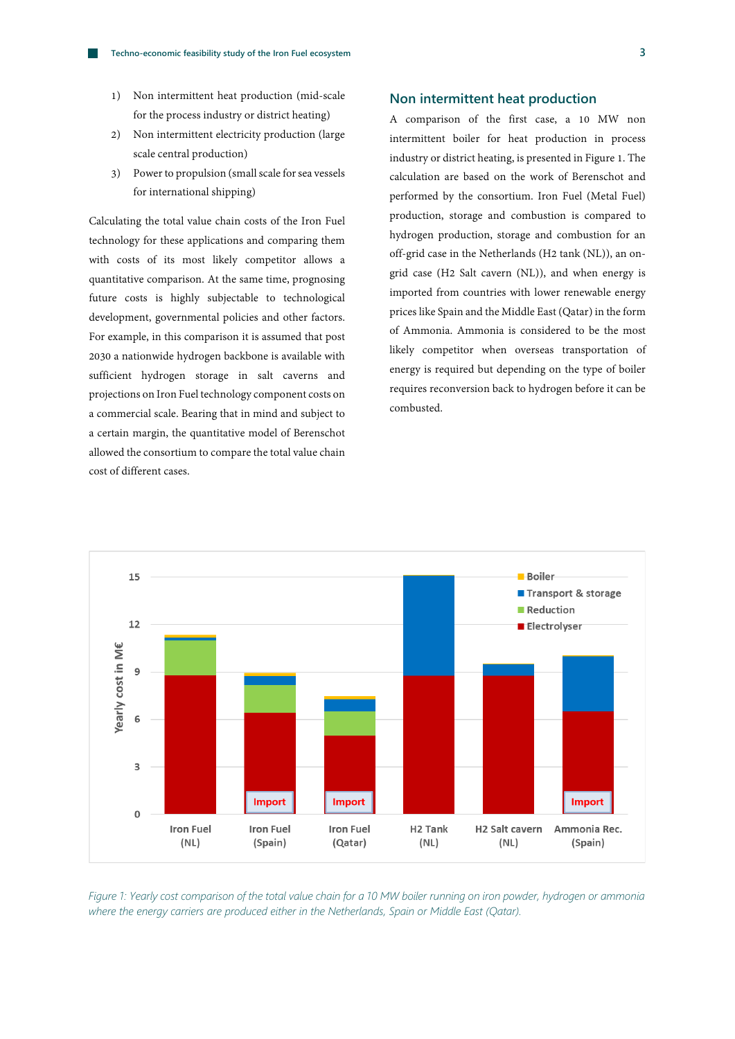1) Non intermittent heat production (mid-scale for the process industry or district heating)
2) Non intermittent electricity production (large scale central production)
3) Power to propulsion (small scale for sea vessels for international shipping)

Calculating the total value chain costs of the Iron Fuel technology for these applications and comparing them with costs of its most likely competitor allows a quantitative comparison. At the same time, prognosing future costs is highly subjectable to technological development, governmental policies and other factors. For example, in this comparison it is assumed that post 2030 a nationwide hydrogen backbone is available with sufficient hydrogen storage in salt caverns and projections on Iron Fuel technology component costs on a commercial scale. Bearing that in mind and subject to a certain margin, the quantitative model of Berenschot allowed the consortium to compare the total value chain cost of different cases.

## Non intermittent heat production

A comparison of the first case, a 10 MW non intermittent boiler for heat production in process industry or district heating, is presented in Figure 1. The calculation are based on the work of Berenschot and performed by the consortium. Iron Fuel (Metal Fuel) production, storage and combustion is compared to hydrogen production, storage and combustion for an off-grid case in the Netherlands (H2 tank (NL)), an on-grid case (H2 Salt cavern (NL)), and when energy is imported from countries with lower renewable energy prices like Spain and the Middle East (Qatar) in the form of Ammonia. Ammonia is considered to be the most likely competitor when overseas transportation of energy is required but depending on the type of boiler requires reconversion back to hydrogen before it can be combusted.

*Figure 1: Yearly cost comparison of the total value chain for a 10 MW boiler running on iron powder, hydrogen or ammonia where the energy carriers are produced either in the Netherlands, Spain or Middle East (Qatar).*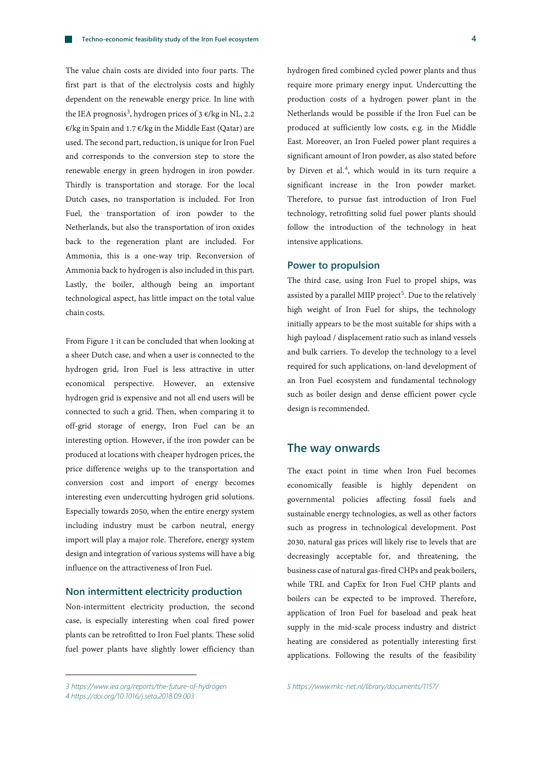The value chain costs are divided into four parts. The first part is that of the electrolysis costs and highly dependent on the renewable energy price. In line with the IEA prognosis[3], hydrogen prices of 3 €/kg in NL, 2.2 €/kg in Spain and 1.7 €/kg in the Middle East (Qatar) are used. The second part, reduction, is unique for Iron Fuel and corresponds to the conversion step to store the renewable energy in green hydrogen in iron powder. Thirdly is transportation and storage. For the local Dutch cases, no transportation is included. For Iron Fuel, the transportation of iron powder to the Netherlands, but also the transportation of iron oxides back to the regeneration plant are included. For Ammonia, this is a one-way trip. Reconversion of Ammonia back to hydrogen is also included in this part. Lastly, the boiler, although being an important technological aspect, has little impact on the total value chain costs.

From Figure 1 it can be concluded that when looking at a sheer Dutch case, and when a user is connected to the hydrogen grid, Iron Fuel is less attractive in utter economical perspective. However, an extensive hydrogen grid is expensive and not all end users will be connected to such a grid. Then, when comparing it to off-grid storage of energy, Iron Fuel can be an interesting option. However, if the iron powder can be produced at locations with cheaper hydrogen prices, the price difference weighs up to the transportation and conversion cost and import of energy becomes interesting even undercutting hydrogen grid solutions. Especially towards 2050, when the entire energy system including industry must be carbon neutral, energy import will play a major role. Therefore, energy system design and integration of various systems will have a big influence on the attractiveness of Iron Fuel.

## Non intermittent electricity production

Non-intermittent electricity production, the second case, is especially interesting when coal fired power plants can be retrofitted to Iron Fuel plants. These solid fuel power plants have slightly lower efficiency than hydrogen fired combined cycled power plants and thus require more primary energy input. Undercutting the production costs of a hydrogen power plant in the Netherlands would be possible if the Iron Fuel can be produced at sufficiently low costs, e.g. in the Middle East. Moreover, an Iron Fueled power plant requires a significant amount of Iron powder, as also stated before by Dirven et al.[4], which would in its turn require a significant increase in the Iron powder market. Therefore, to pursue fast introduction of Iron Fuel technology, retrofitting solid fuel power plants should follow the introduction of the technology in heat intensive applications.

## Power to propulsion

The third case, using Iron Fuel to propel ships, was assisted by a parallel MIIP project[5]. Due to the relatively high weight of Iron Fuel for ships, the technology initially appears to be the most suitable for ships with a high payload / displacement ratio such as inland vessels and bulk carriers. To develop the technology to a level required for such applications, on-land development of an Iron Fuel ecosystem and fundamental technology such as boiler design and dense efficient power cycle design is recommended.

# The way onwards

The exact point in time when Iron Fuel becomes economically feasible is highly dependent on governmental policies affecting fossil fuels and sustainable energy technologies, as well as other factors such as progress in technological development. Post 2030, natural gas prices will likely rise to levels that are decreasingly acceptable for, and threatening, the business case of natural gas-fired CHPs and peak boilers, while TRL and CapEx for Iron Fuel CHP plants and boilers can be expected to be improved. Therefore, application of Iron Fuel for baseload and peak heat supply in the mid-scale process industry and district heating are considered as potentially interesting first applications. Following the results of the feasibility

---

3 https://www.iea.org/reports/the-future-of-hydrogen
4 https://doi.org/10.1016/j.seta.2018.09.003
5 https://www.mkc-net.nl/library/documents/1157/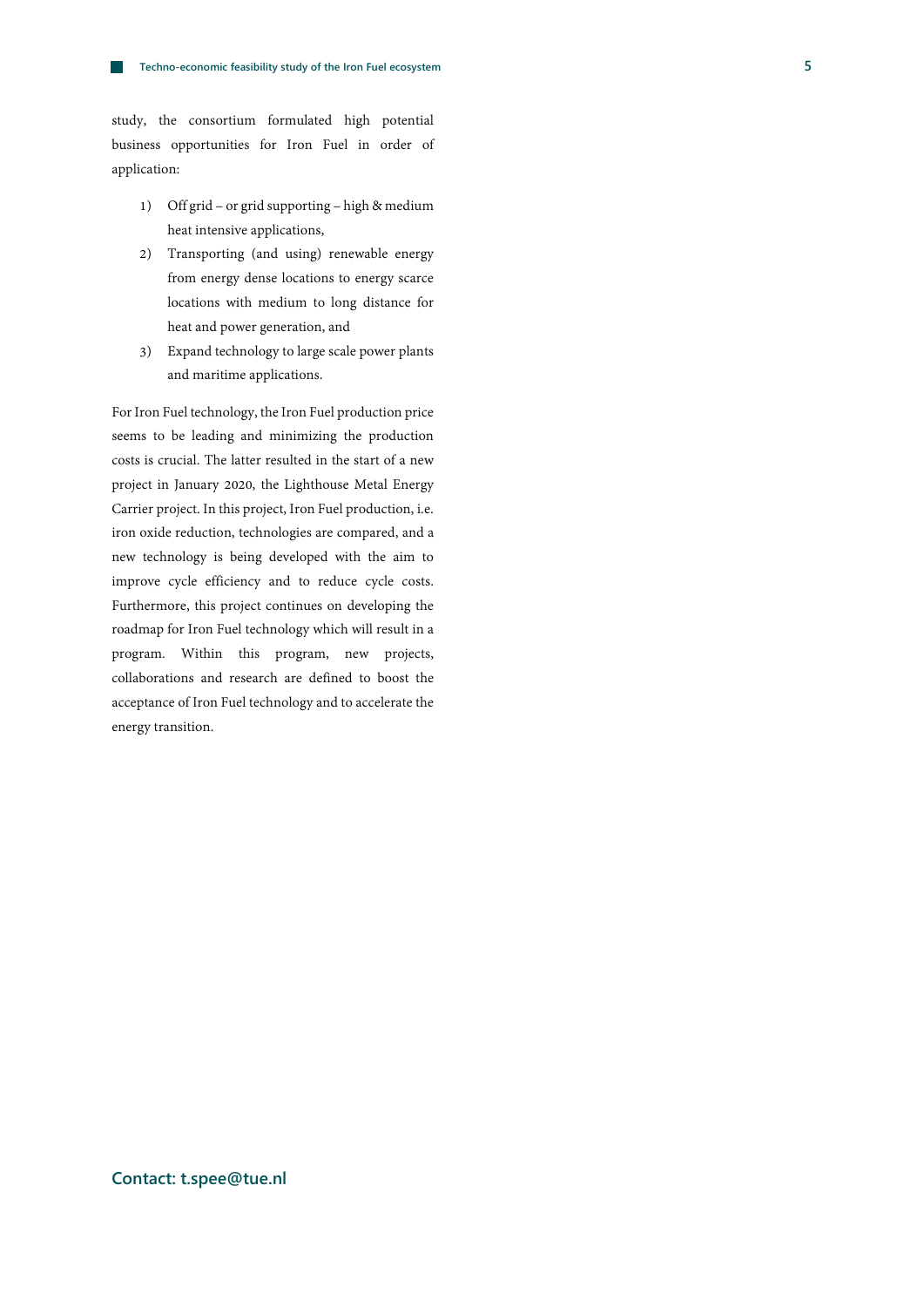study, the consortium formulated high potential business opportunities for Iron Fuel in order of application:

1) Off grid – or grid supporting – high & medium heat intensive applications,
2) Transporting (and using) renewable energy from energy dense locations to energy scarce locations with medium to long distance for heat and power generation, and
3) Expand technology to large scale power plants and maritime applications.

For Iron Fuel technology, the Iron Fuel production price seems to be leading and minimizing the production costs is crucial. The latter resulted in the start of a new project in January 2020, the Lighthouse Metal Energy Carrier project. In this project, Iron Fuel production, i.e. iron oxide reduction, technologies are compared, and a new technology is being developed with the aim to improve cycle efficiency and to reduce cycle costs. Furthermore, this project continues on developing the roadmap for Iron Fuel technology which will result in a program. Within this program, new projects, collaborations and research are defined to boost the acceptance of Iron Fuel technology and to accelerate the energy transition.

**Contact: t.spee@tue.nl**